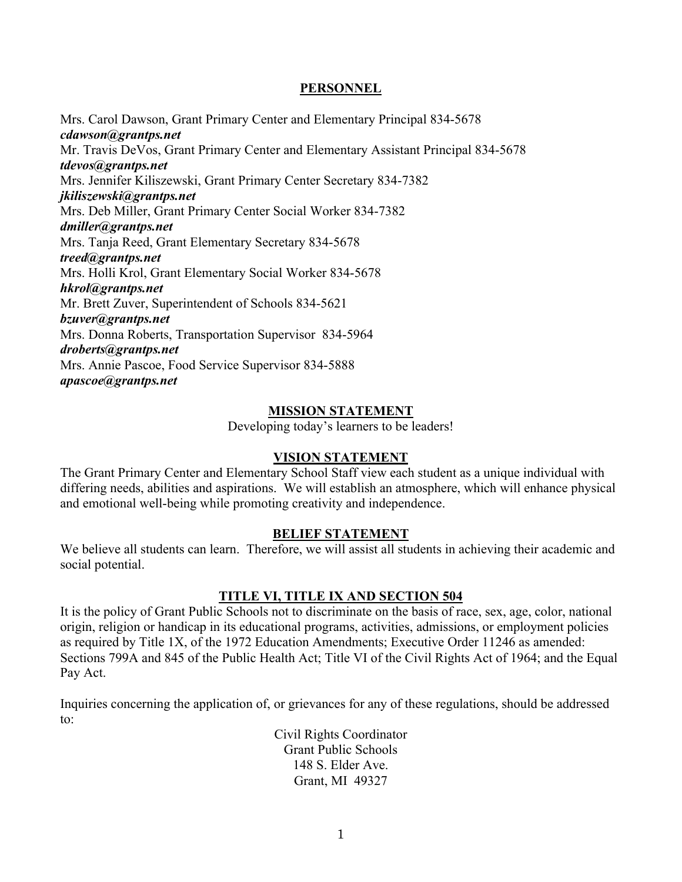## PERSONNEL

Mrs. Carol Dawson, Grant Primary Center and Elementary Principal 834-5678
***cdawson@grantps.net***
Mr. Travis DeVos, Grant Primary Center and Elementary Assistant Principal 834-5678
***tdevos@grantps.net***
Mrs. Jennifer Kiliszewski, Grant Primary Center Secretary 834-7382
***jkiliszewski@grantps.net***
Mrs. Deb Miller, Grant Primary Center Social Worker 834-7382
***dmiller@grantps.net***
Mrs. Tanja Reed, Grant Elementary Secretary 834-5678
***treed@grantps.net***
Mrs. Holli Krol, Grant Elementary Social Worker 834-5678
***hkrol@grantps.net***
Mr. Brett Zuver, Superintendent of Schools 834-5621
***bzuver@grantps.net***
Mrs. Donna Roberts, Transportation Supervisor 834-5964
***droberts@grantps.net***
Mrs. Annie Pascoe, Food Service Supervisor 834-5888
***apascoe@grantps.net***

## MISSION STATEMENT

Developing today's learners to be leaders!

## VISION STATEMENT

The Grant Primary Center and Elementary School Staff view each student as a unique individual with differing needs, abilities and aspirations. We will establish an atmosphere, which will enhance physical and emotional well-being while promoting creativity and independence.

## BELIEF STATEMENT

We believe all students can learn. Therefore, we will assist all students in achieving their academic and social potential.

## TITLE VI, TITLE IX AND SECTION 504

It is the policy of Grant Public Schools not to discriminate on the basis of race, sex, age, color, national origin, religion or handicap in its educational programs, activities, admissions, or employment policies as required by Title 1X, of the 1972 Education Amendments; Executive Order 11246 as amended: Sections 799A and 845 of the Public Health Act; Title VI of the Civil Rights Act of 1964; and the Equal Pay Act.

Inquiries concerning the application of, or grievances for any of these regulations, should be addressed to:

Civil Rights Coordinator
Grant Public Schools
148 S. Elder Ave.
Grant, MI 49327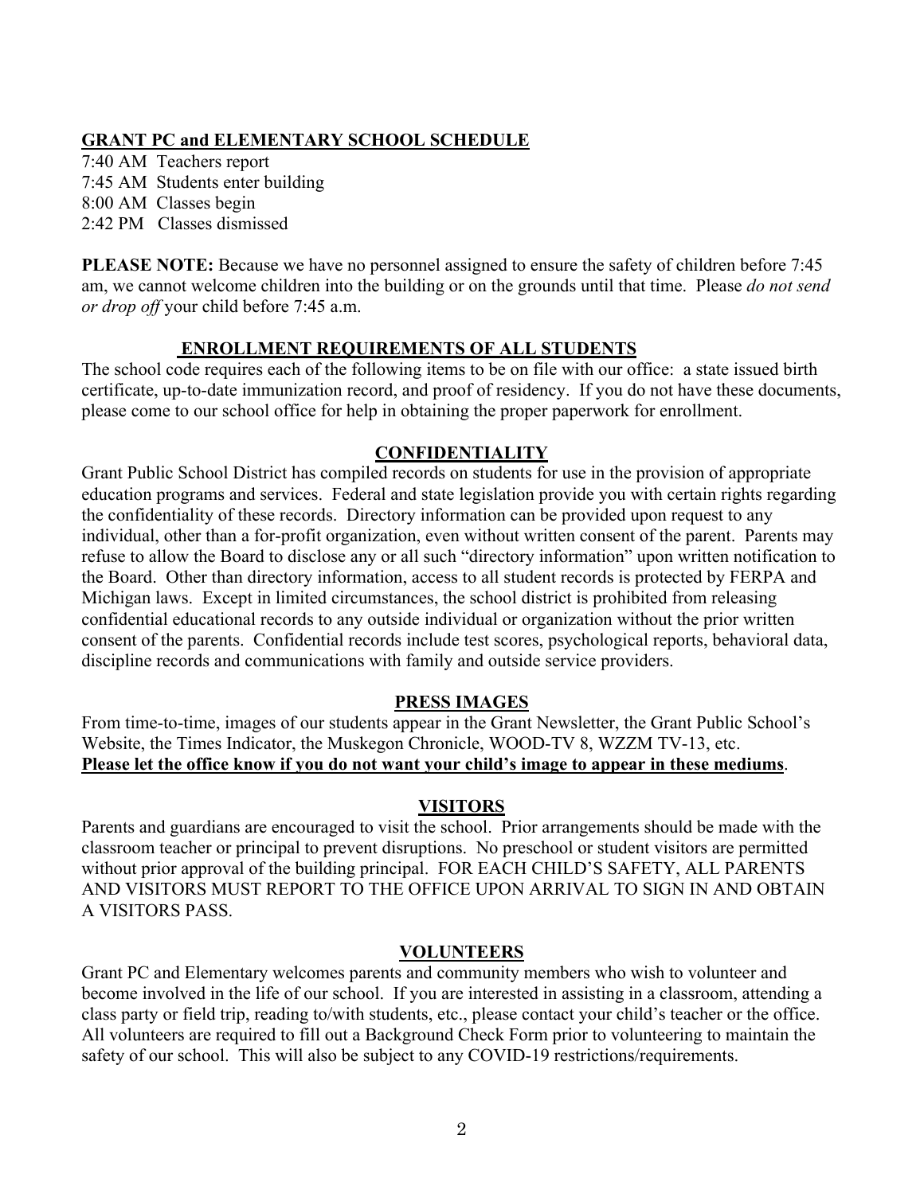## GRANT PC and ELEMENTARY SCHOOL SCHEDULE

7:40 AM Teachers report
7:45 AM Students enter building
8:00 AM Classes begin
2:42 PM Classes dismissed

**PLEASE NOTE:** Because we have no personnel assigned to ensure the safety of children before 7:45 am, we cannot welcome children into the building or on the grounds until that time. Please *do not send or drop off* your child before 7:45 a.m.

## ENROLLMENT REQUIREMENTS OF ALL STUDENTS

The school code requires each of the following items to be on file with our office: a state issued birth certificate, up-to-date immunization record, and proof of residency. If you do not have these documents, please come to our school office for help in obtaining the proper paperwork for enrollment.

## CONFIDENTIALITY

Grant Public School District has compiled records on students for use in the provision of appropriate education programs and services. Federal and state legislation provide you with certain rights regarding the confidentiality of these records. Directory information can be provided upon request to any individual, other than a for-profit organization, even without written consent of the parent. Parents may refuse to allow the Board to disclose any or all such "directory information" upon written notification to the Board. Other than directory information, access to all student records is protected by FERPA and Michigan laws. Except in limited circumstances, the school district is prohibited from releasing confidential educational records to any outside individual or organization without the prior written consent of the parents. Confidential records include test scores, psychological reports, behavioral data, discipline records and communications with family and outside service providers.

## PRESS IMAGES

From time-to-time, images of our students appear in the Grant Newsletter, the Grant Public School's Website, the Times Indicator, the Muskegon Chronicle, WOOD-TV 8, WZZM TV-13, etc. **Please let the office know if you do not want your child's image to appear in these mediums**.

## VISITORS

Parents and guardians are encouraged to visit the school. Prior arrangements should be made with the classroom teacher or principal to prevent disruptions. No preschool or student visitors are permitted without prior approval of the building principal. FOR EACH CHILD'S SAFETY, ALL PARENTS AND VISITORS MUST REPORT TO THE OFFICE UPON ARRIVAL TO SIGN IN AND OBTAIN A VISITORS PASS.

## VOLUNTEERS

Grant PC and Elementary welcomes parents and community members who wish to volunteer and become involved in the life of our school. If you are interested in assisting in a classroom, attending a class party or field trip, reading to/with students, etc., please contact your child's teacher or the office. All volunteers are required to fill out a Background Check Form prior to volunteering to maintain the safety of our school. This will also be subject to any COVID-19 restrictions/requirements.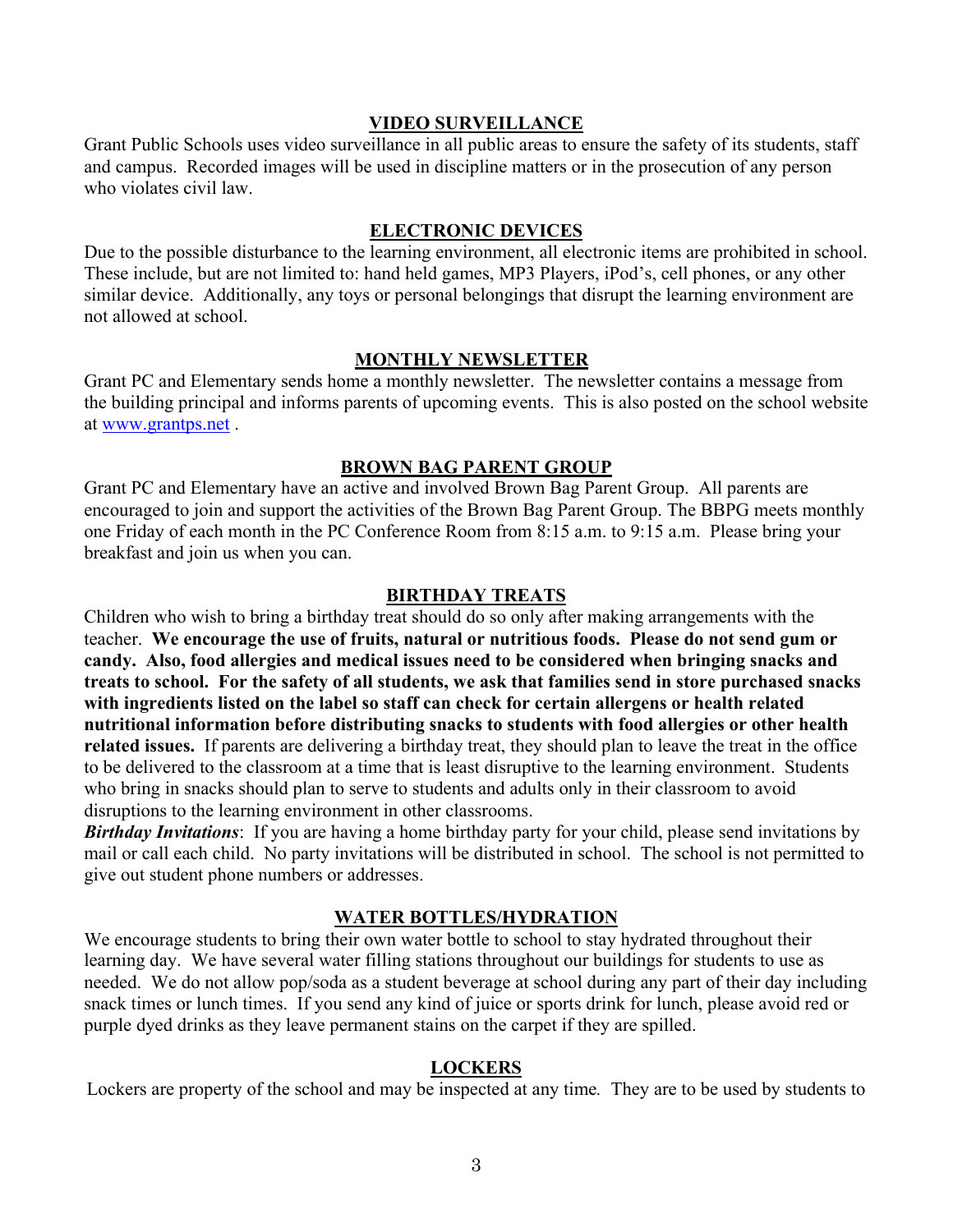## VIDEO SURVEILLANCE

Grant Public Schools uses video surveillance in all public areas to ensure the safety of its students, staff and campus. Recorded images will be used in discipline matters or in the prosecution of any person who violates civil law.

## ELECTRONIC DEVICES

Due to the possible disturbance to the learning environment, all electronic items are prohibited in school. These include, but are not limited to: hand held games, MP3 Players, iPod's, cell phones, or any other similar device. Additionally, any toys or personal belongings that disrupt the learning environment are not allowed at school.

## MONTHLY NEWSLETTER

Grant PC and Elementary sends home a monthly newsletter. The newsletter contains a message from the building principal and informs parents of upcoming events. This is also posted on the school website at [www.grantps.net](http://www.grantps.net) .

## BROWN BAG PARENT GROUP

Grant PC and Elementary have an active and involved Brown Bag Parent Group. All parents are encouraged to join and support the activities of the Brown Bag Parent Group. The BBPG meets monthly one Friday of each month in the PC Conference Room from 8:15 a.m. to 9:15 a.m. Please bring your breakfast and join us when you can.

## BIRTHDAY TREATS

Children who wish to bring a birthday treat should do so only after making arrangements with the teacher. **We encourage the use of fruits, natural or nutritious foods. Please do not send gum or candy. Also, food allergies and medical issues need to be considered when bringing snacks and treats to school. For the safety of all students, we ask that families send in store purchased snacks with ingredients listed on the label so staff can check for certain allergens or health related nutritional information before distributing snacks to students with food allergies or other health related issues.** If parents are delivering a birthday treat, they should plan to leave the treat in the office to be delivered to the classroom at a time that is least disruptive to the learning environment. Students who bring in snacks should plan to serve to students and adults only in their classroom to avoid disruptions to the learning environment in other classrooms.

***Birthday Invitations***: If you are having a home birthday party for your child, please send invitations by mail or call each child. No party invitations will be distributed in school. The school is not permitted to give out student phone numbers or addresses.

## WATER BOTTLES/HYDRATION

We encourage students to bring their own water bottle to school to stay hydrated throughout their learning day. We have several water filling stations throughout our buildings for students to use as needed. We do not allow pop/soda as a student beverage at school during any part of their day including snack times or lunch times. If you send any kind of juice or sports drink for lunch, please avoid red or purple dyed drinks as they leave permanent stains on the carpet if they are spilled.

## LOCKERS

Lockers are property of the school and may be inspected at any time. They are to be used by students to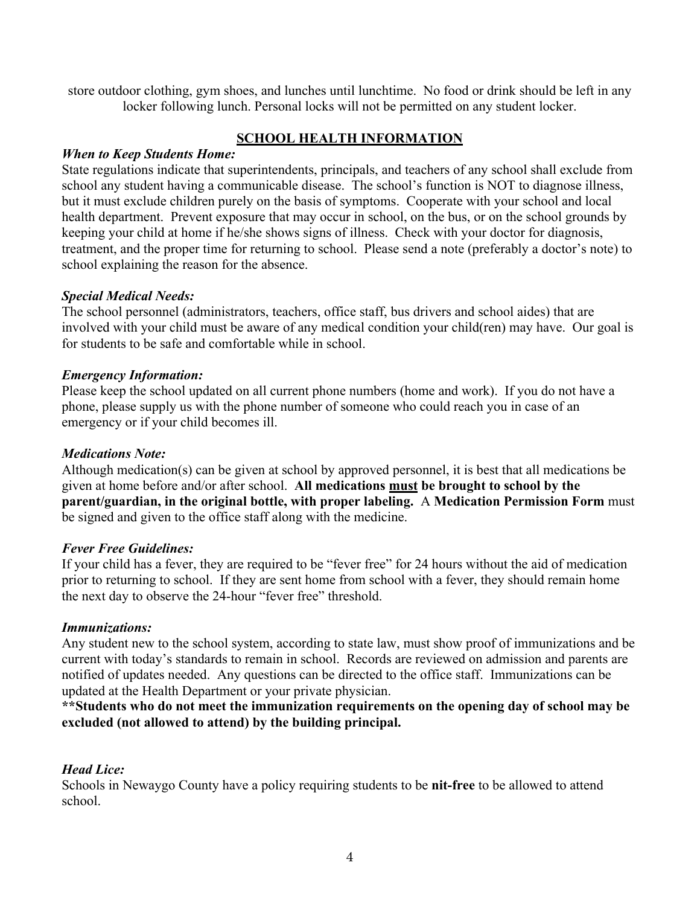store outdoor clothing, gym shoes, and lunches until lunchtime. No food or drink should be left in any locker following lunch. Personal locks will not be permitted on any student locker.

## SCHOOL HEALTH INFORMATION

***When to Keep Students Home:***

State regulations indicate that superintendents, principals, and teachers of any school shall exclude from school any student having a communicable disease. The school's function is NOT to diagnose illness, but it must exclude children purely on the basis of symptoms. Cooperate with your school and local health department. Prevent exposure that may occur in school, on the bus, or on the school grounds by keeping your child at home if he/she shows signs of illness. Check with your doctor for diagnosis, treatment, and the proper time for returning to school. Please send a note (preferably a doctor's note) to school explaining the reason for the absence.

***Special Medical Needs:***

The school personnel (administrators, teachers, office staff, bus drivers and school aides) that are involved with your child must be aware of any medical condition your child(ren) may have. Our goal is for students to be safe and comfortable while in school.

***Emergency Information:***

Please keep the school updated on all current phone numbers (home and work). If you do not have a phone, please supply us with the phone number of someone who could reach you in case of an emergency or if your child becomes ill.

***Medications Note:***

Although medication(s) can be given at school by approved personnel, it is best that all medications be given at home before and/or after school. **All medications <u>must</u> be brought to school by the parent/guardian, in the original bottle, with proper labeling.** A **Medication Permission Form** must be signed and given to the office staff along with the medicine.

***Fever Free Guidelines:***

If your child has a fever, they are required to be "fever free" for 24 hours without the aid of medication prior to returning to school. If they are sent home from school with a fever, they should remain home the next day to observe the 24-hour "fever free" threshold.

***Immunizations:***

Any student new to the school system, according to state law, must show proof of immunizations and be current with today's standards to remain in school. Records are reviewed on admission and parents are notified of updates needed. Any questions can be directed to the office staff. Immunizations can be updated at the Health Department or your private physician.

****Students who do not meet the immunization requirements on the opening day of school may be excluded (not allowed to attend) by the building principal.**

***Head Lice:***

Schools in Newaygo County have a policy requiring students to be **nit-free** to be allowed to attend school.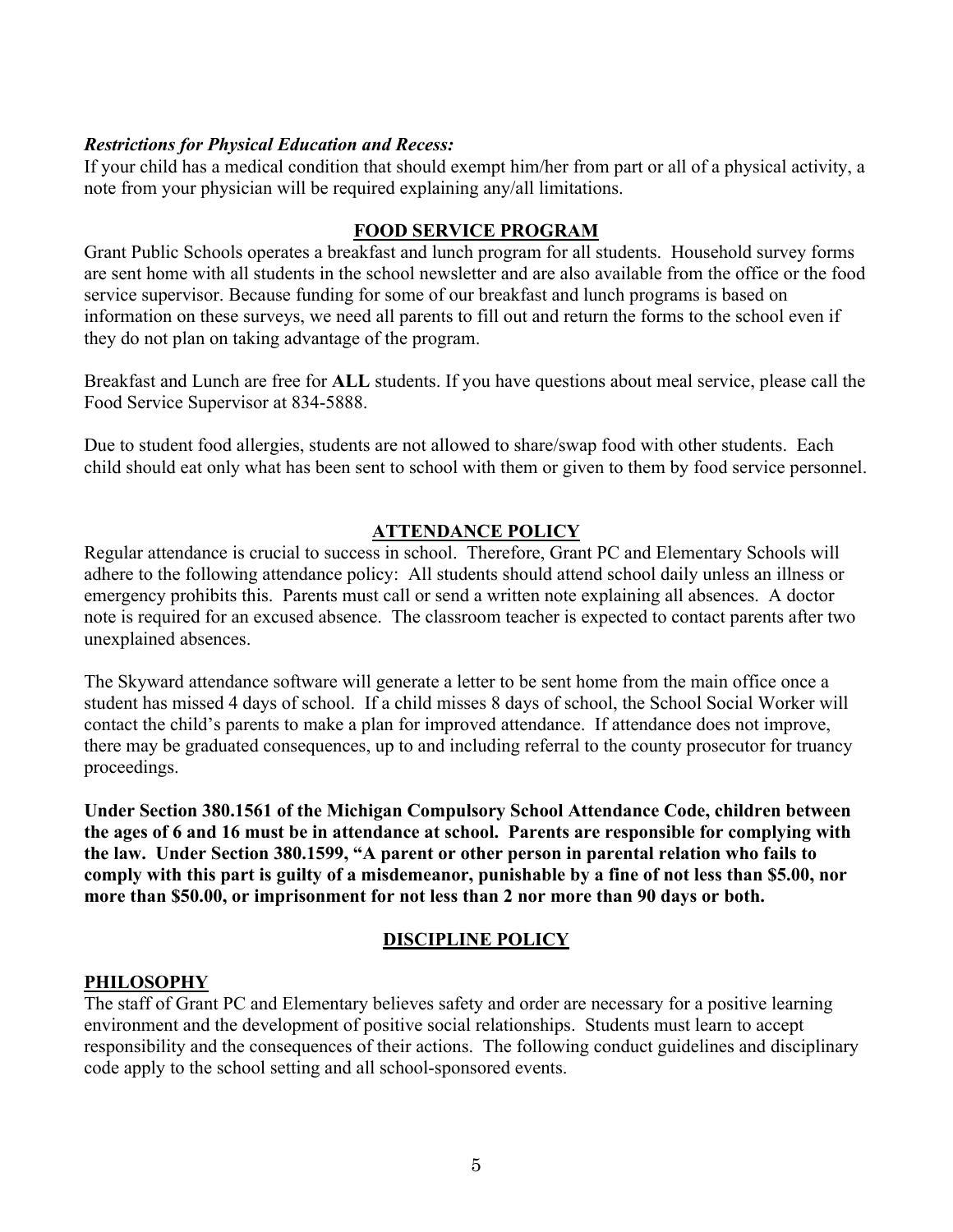***Restrictions for Physical Education and Recess:***

If your child has a medical condition that should exempt him/her from part or all of a physical activity, a note from your physician will be required explaining any/all limitations.

## FOOD SERVICE PROGRAM

Grant Public Schools operates a breakfast and lunch program for all students. Household survey forms are sent home with all students in the school newsletter and are also available from the office or the food service supervisor. Because funding for some of our breakfast and lunch programs is based on information on these surveys, we need all parents to fill out and return the forms to the school even if they do not plan on taking advantage of the program.

Breakfast and Lunch are free for **ALL** students. If you have questions about meal service, please call the Food Service Supervisor at 834-5888.

Due to student food allergies, students are not allowed to share/swap food with other students. Each child should eat only what has been sent to school with them or given to them by food service personnel.

## ATTENDANCE POLICY

Regular attendance is crucial to success in school. Therefore, Grant PC and Elementary Schools will adhere to the following attendance policy: All students should attend school daily unless an illness or emergency prohibits this. Parents must call or send a written note explaining all absences. A doctor note is required for an excused absence. The classroom teacher is expected to contact parents after two unexplained absences.

The Skyward attendance software will generate a letter to be sent home from the main office once a student has missed 4 days of school. If a child misses 8 days of school, the School Social Worker will contact the child's parents to make a plan for improved attendance. If attendance does not improve, there may be graduated consequences, up to and including referral to the county prosecutor for truancy proceedings.

**Under Section 380.1561 of the Michigan Compulsory School Attendance Code, children between the ages of 6 and 16 must be in attendance at school. Parents are responsible for complying with the law. Under Section 380.1599, "A parent or other person in parental relation who fails to comply with this part is guilty of a misdemeanor, punishable by a fine of not less than $5.00, nor more than $50.00, or imprisonment for not less than 2 nor more than 90 days or both.**

## DISCIPLINE POLICY

### PHILOSOPHY

The staff of Grant PC and Elementary believes safety and order are necessary for a positive learning environment and the development of positive social relationships. Students must learn to accept responsibility and the consequences of their actions. The following conduct guidelines and disciplinary code apply to the school setting and all school-sponsored events.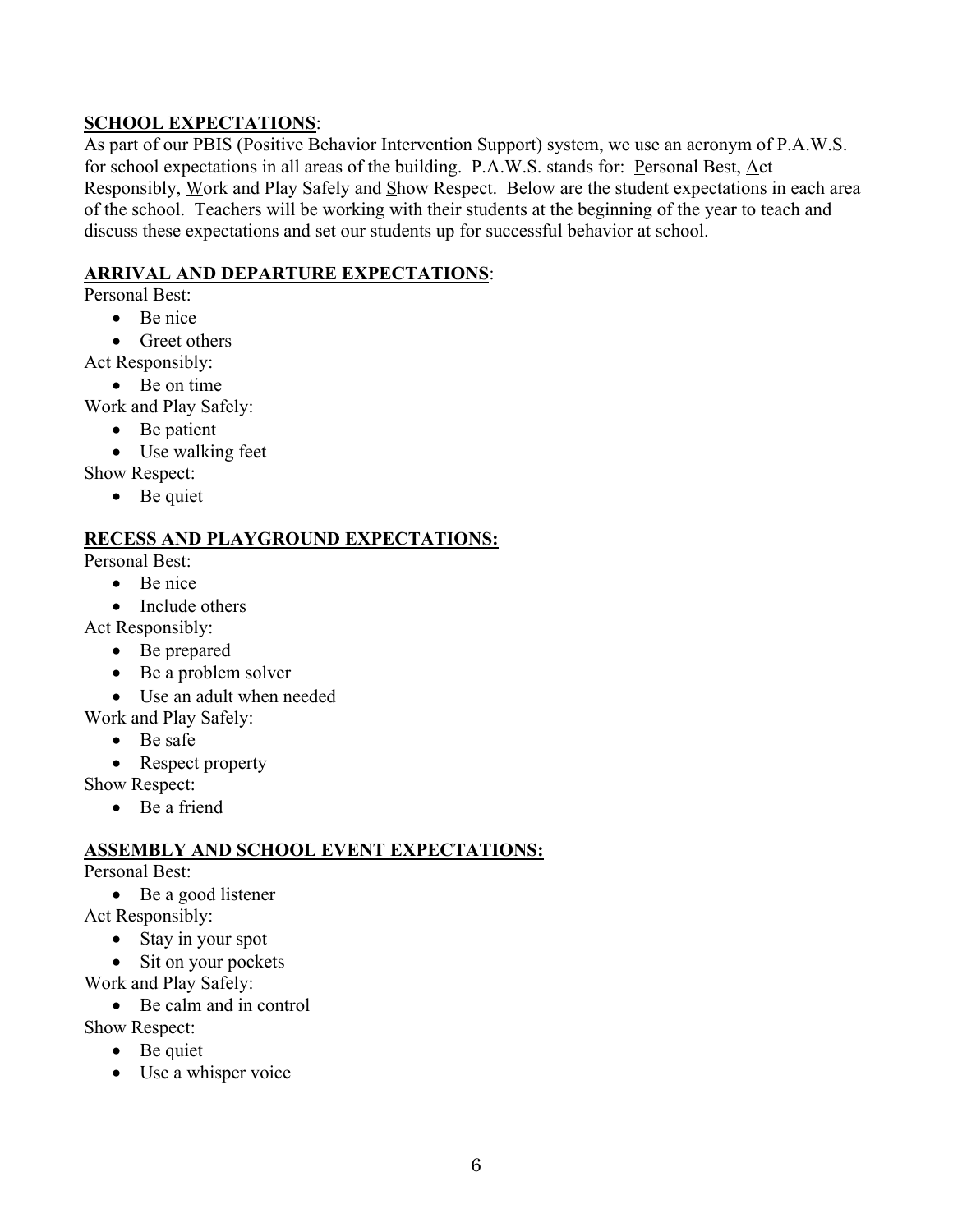## SCHOOL EXPECTATIONS:

As part of our PBIS (Positive Behavior Intervention Support) system, we use an acronym of P.A.W.S. for school expectations in all areas of the building. P.A.W.S. stands for: Personal Best, Act Responsibly, Work and Play Safely and Show Respect. Below are the student expectations in each area of the school. Teachers will be working with their students at the beginning of the year to teach and discuss these expectations and set our students up for successful behavior at school.

## ARRIVAL AND DEPARTURE EXPECTATIONS:

Personal Best:

- Be nice
- Greet others

Act Responsibly:

- Be on time

Work and Play Safely:

- Be patient
- Use walking feet

Show Respect:

- Be quiet

## RECESS AND PLAYGROUND EXPECTATIONS:

Personal Best:

- Be nice
- Include others

Act Responsibly:

- Be prepared
- Be a problem solver
- Use an adult when needed

Work and Play Safely:

- Be safe
- Respect property

Show Respect:

- Be a friend

## ASSEMBLY AND SCHOOL EVENT EXPECTATIONS:

Personal Best:

- Be a good listener

Act Responsibly:

- Stay in your spot
- Sit on your pockets

Work and Play Safely:

- Be calm and in control

Show Respect:

- Be quiet
- Use a whisper voice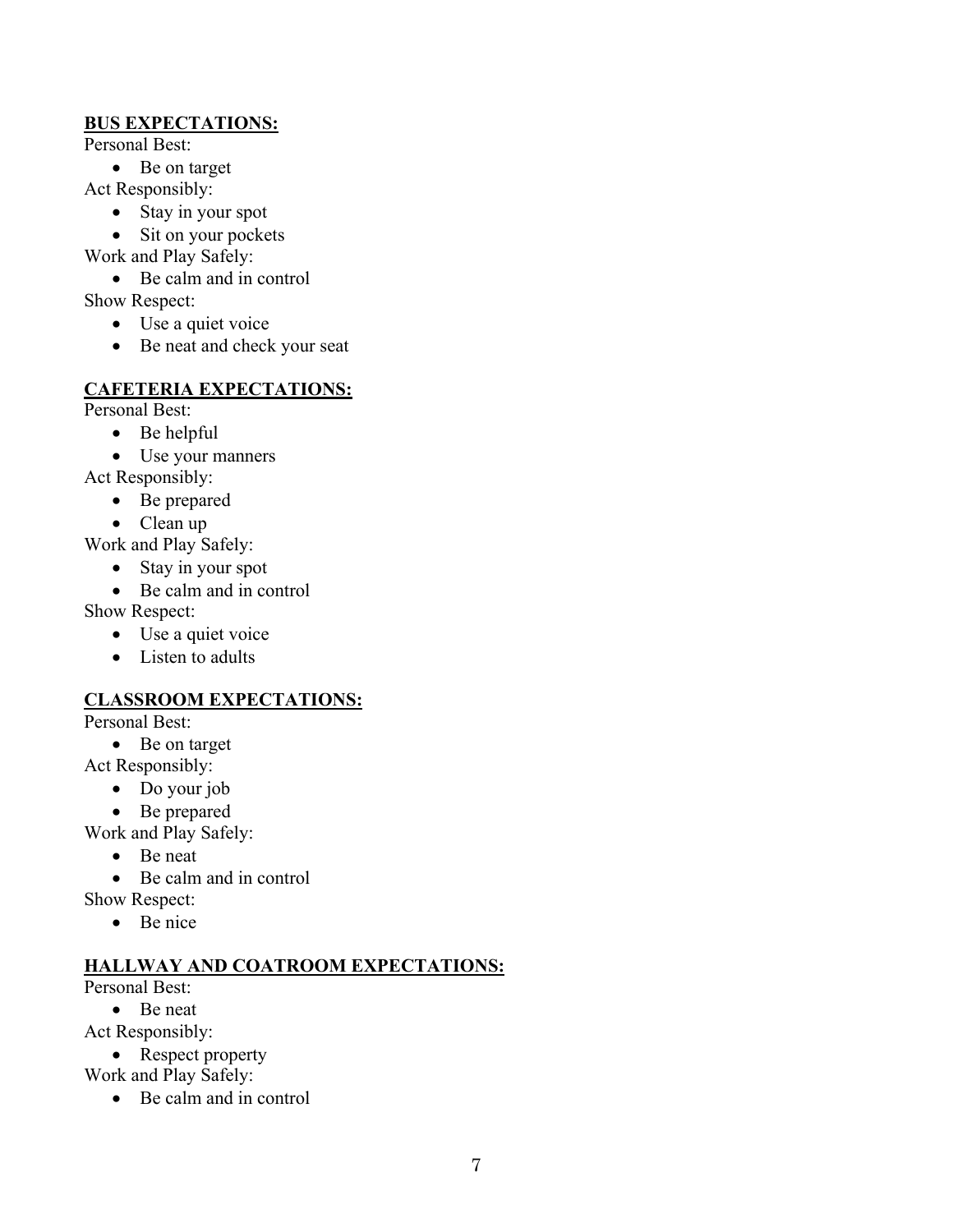**BUS EXPECTATIONS:**

Personal Best:

- Be on target

Act Responsibly:

- Stay in your spot
- Sit on your pockets

Work and Play Safely:

- Be calm and in control

Show Respect:

- Use a quiet voice
- Be neat and check your seat

**CAFETERIA EXPECTATIONS:**

Personal Best:

- Be helpful
- Use your manners

Act Responsibly:

- Be prepared
- Clean up

Work and Play Safely:

- Stay in your spot
- Be calm and in control

Show Respect:

- Use a quiet voice
- Listen to adults

**CLASSROOM EXPECTATIONS:**

Personal Best:

- Be on target

Act Responsibly:

- Do your job
- Be prepared

Work and Play Safely:

- Be neat
- Be calm and in control

Show Respect:

- Be nice

**HALLWAY AND COATROOM EXPECTATIONS:**

Personal Best:

- Be neat

Act Responsibly:

- Respect property

Work and Play Safely:

- Be calm and in control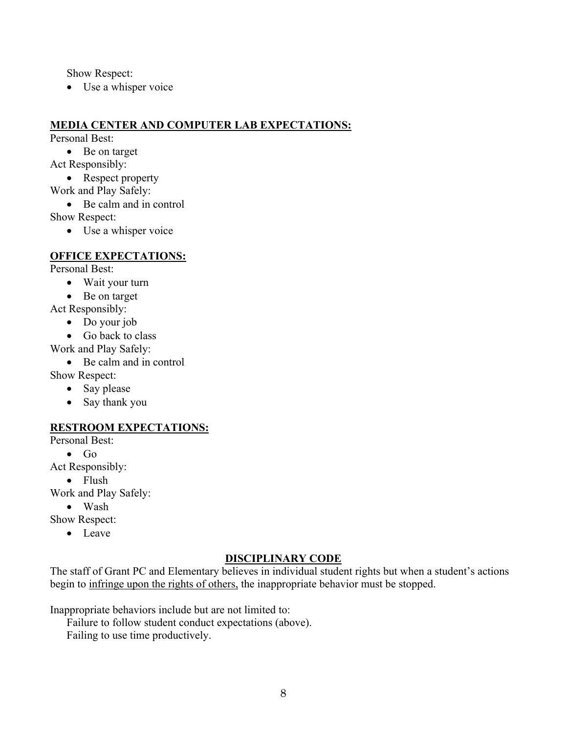Show Respect:

- Use a whisper voice

## MEDIA CENTER AND COMPUTER LAB EXPECTATIONS:

Personal Best:

- Be on target

Act Responsibly:

- Respect property

Work and Play Safely:

- Be calm and in control

Show Respect:

- Use a whisper voice

## OFFICE EXPECTATIONS:

Personal Best:

- Wait your turn
- Be on target

Act Responsibly:

- Do your job
- Go back to class

Work and Play Safely:

- Be calm and in control

Show Respect:

- Say please
- Say thank you

## RESTROOM EXPECTATIONS:

Personal Best:

- Go

Act Responsibly:

- Flush

Work and Play Safely:

- Wash

Show Respect:

- Leave

## DISCIPLINARY CODE

The staff of Grant PC and Elementary believes in individual student rights but when a student's actions begin to <u>infringe upon the rights of others,</u> the inappropriate behavior must be stopped.

Inappropriate behaviors include but are not limited to:

Failure to follow student conduct expectations (above).

Failing to use time productively.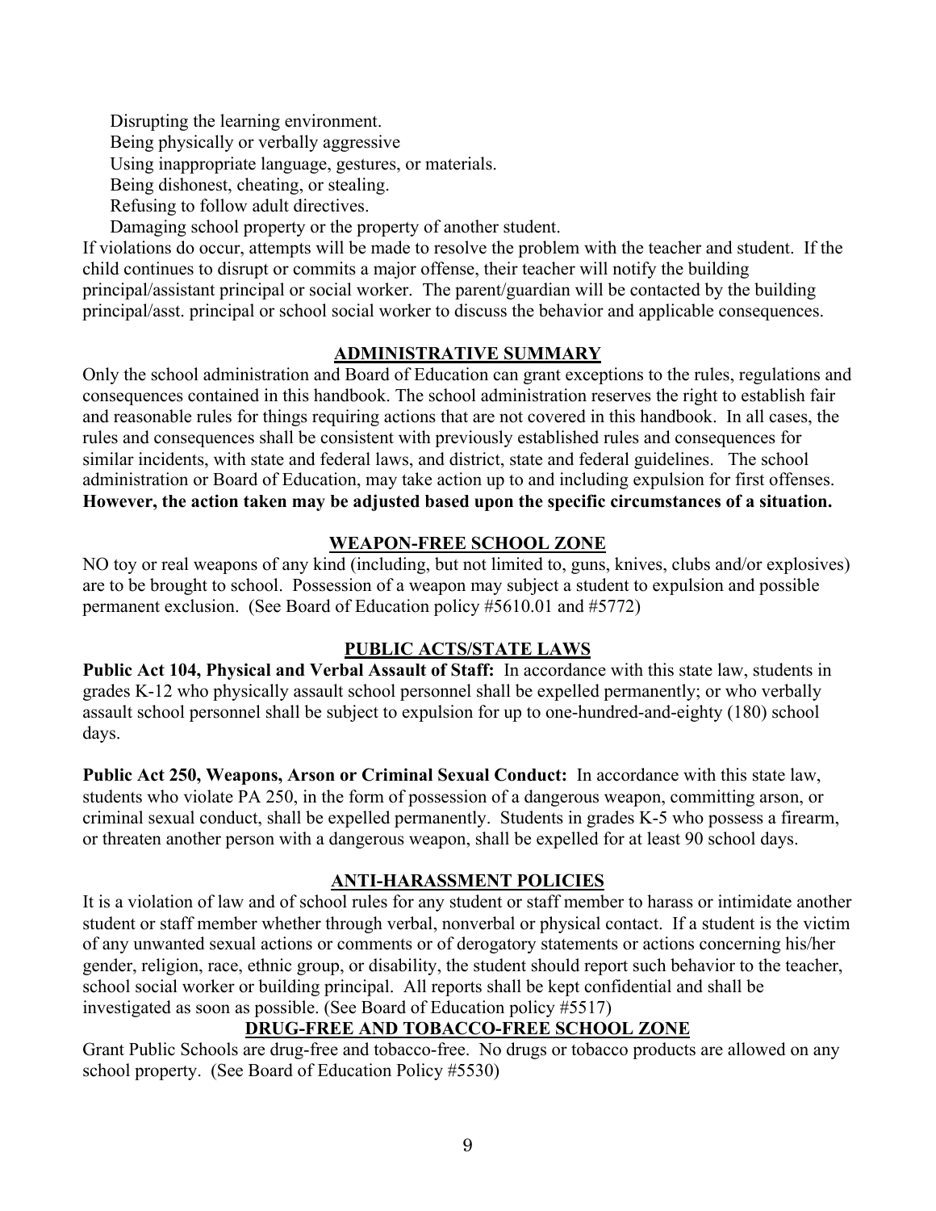Disrupting the learning environment.
Being physically or verbally aggressive
Using inappropriate language, gestures, or materials.
Being dishonest, cheating, or stealing.
Refusing to follow adult directives.
Damaging school property or the property of another student.

If violations do occur, attempts will be made to resolve the problem with the teacher and student. If the child continues to disrupt or commits a major offense, their teacher will notify the building principal/assistant principal or social worker. The parent/guardian will be contacted by the building principal/asst. principal or school social worker to discuss the behavior and applicable consequences.

## ADMINISTRATIVE SUMMARY

Only the school administration and Board of Education can grant exceptions to the rules, regulations and consequences contained in this handbook. The school administration reserves the right to establish fair and reasonable rules for things requiring actions that are not covered in this handbook. In all cases, the rules and consequences shall be consistent with previously established rules and consequences for similar incidents, with state and federal laws, and district, state and federal guidelines. The school administration or Board of Education, may take action up to and including expulsion for first offenses. **However, the action taken may be adjusted based upon the specific circumstances of a situation.**

## WEAPON-FREE SCHOOL ZONE

NO toy or real weapons of any kind (including, but not limited to, guns, knives, clubs and/or explosives) are to be brought to school. Possession of a weapon may subject a student to expulsion and possible permanent exclusion. (See Board of Education policy #5610.01 and #5772)

## PUBLIC ACTS/STATE LAWS

**Public Act 104, Physical and Verbal Assault of Staff:** In accordance with this state law, students in grades K-12 who physically assault school personnel shall be expelled permanently; or who verbally assault school personnel shall be subject to expulsion for up to one-hundred-and-eighty (180) school days.

**Public Act 250, Weapons, Arson or Criminal Sexual Conduct:** In accordance with this state law, students who violate PA 250, in the form of possession of a dangerous weapon, committing arson, or criminal sexual conduct, shall be expelled permanently. Students in grades K-5 who possess a firearm, or threaten another person with a dangerous weapon, shall be expelled for at least 90 school days.

## ANTI-HARASSMENT POLICIES

It is a violation of law and of school rules for any student or staff member to harass or intimidate another student or staff member whether through verbal, nonverbal or physical contact. If a student is the victim of any unwanted sexual actions or comments or of derogatory statements or actions concerning his/her gender, religion, race, ethnic group, or disability, the student should report such behavior to the teacher, school social worker or building principal. All reports shall be kept confidential and shall be investigated as soon as possible. (See Board of Education policy #5517)

## DRUG-FREE AND TOBACCO-FREE SCHOOL ZONE

Grant Public Schools are drug-free and tobacco-free. No drugs or tobacco products are allowed on any school property. (See Board of Education Policy #5530)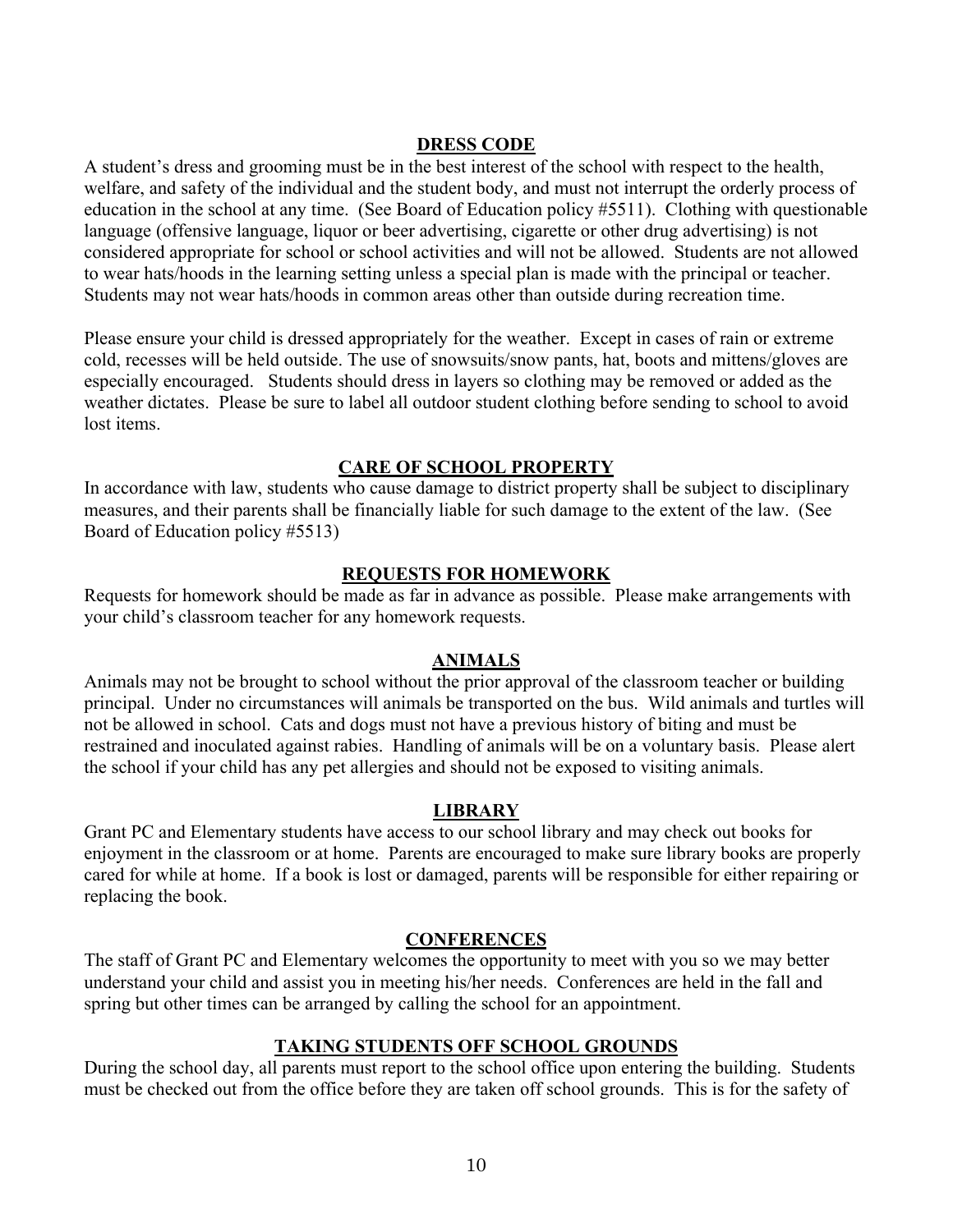## DRESS CODE

A student's dress and grooming must be in the best interest of the school with respect to the health, welfare, and safety of the individual and the student body, and must not interrupt the orderly process of education in the school at any time. (See Board of Education policy #5511). Clothing with questionable language (offensive language, liquor or beer advertising, cigarette or other drug advertising) is not considered appropriate for school or school activities and will not be allowed. Students are not allowed to wear hats/hoods in the learning setting unless a special plan is made with the principal or teacher. Students may not wear hats/hoods in common areas other than outside during recreation time.

Please ensure your child is dressed appropriately for the weather. Except in cases of rain or extreme cold, recesses will be held outside. The use of snowsuits/snow pants, hat, boots and mittens/gloves are especially encouraged. Students should dress in layers so clothing may be removed or added as the weather dictates. Please be sure to label all outdoor student clothing before sending to school to avoid lost items.

## CARE OF SCHOOL PROPERTY

In accordance with law, students who cause damage to district property shall be subject to disciplinary measures, and their parents shall be financially liable for such damage to the extent of the law. (See Board of Education policy #5513)

## REQUESTS FOR HOMEWORK

Requests for homework should be made as far in advance as possible. Please make arrangements with your child's classroom teacher for any homework requests.

## ANIMALS

Animals may not be brought to school without the prior approval of the classroom teacher or building principal. Under no circumstances will animals be transported on the bus. Wild animals and turtles will not be allowed in school. Cats and dogs must not have a previous history of biting and must be restrained and inoculated against rabies. Handling of animals will be on a voluntary basis. Please alert the school if your child has any pet allergies and should not be exposed to visiting animals.

## LIBRARY

Grant PC and Elementary students have access to our school library and may check out books for enjoyment in the classroom or at home. Parents are encouraged to make sure library books are properly cared for while at home. If a book is lost or damaged, parents will be responsible for either repairing or replacing the book.

## CONFERENCES

The staff of Grant PC and Elementary welcomes the opportunity to meet with you so we may better understand your child and assist you in meeting his/her needs. Conferences are held in the fall and spring but other times can be arranged by calling the school for an appointment.

## TAKING STUDENTS OFF SCHOOL GROUNDS

During the school day, all parents must report to the school office upon entering the building. Students must be checked out from the office before they are taken off school grounds. This is for the safety of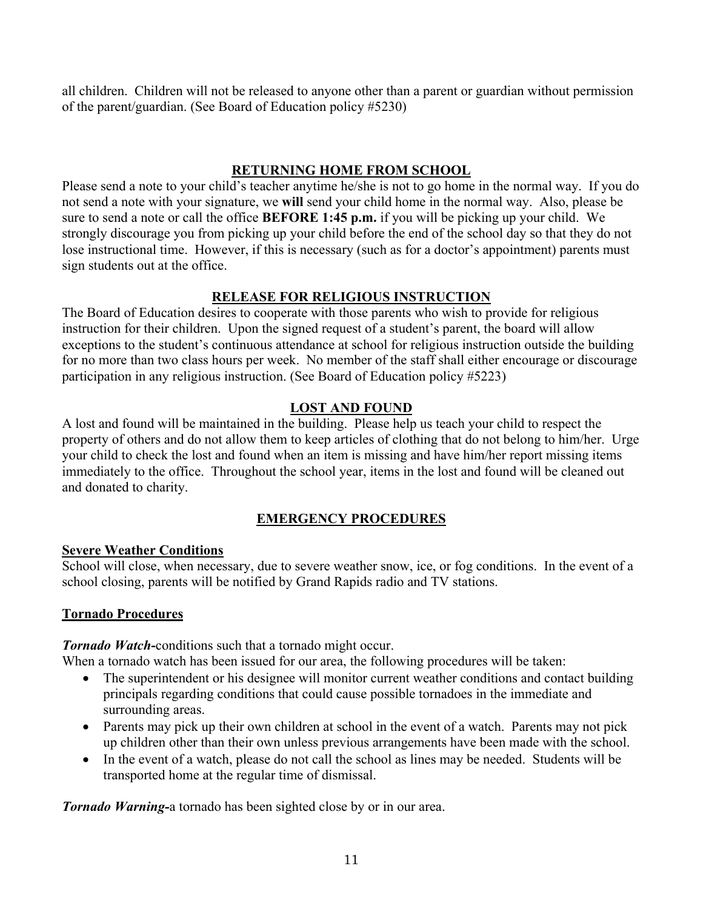all children. Children will not be released to anyone other than a parent or guardian without permission of the parent/guardian. (See Board of Education policy #5230)

## RETURNING HOME FROM SCHOOL

Please send a note to your child's teacher anytime he/she is not to go home in the normal way. If you do not send a note with your signature, we **will** send your child home in the normal way. Also, please be sure to send a note or call the office **BEFORE 1:45 p.m.** if you will be picking up your child. We strongly discourage you from picking up your child before the end of the school day so that they do not lose instructional time. However, if this is necessary (such as for a doctor's appointment) parents must sign students out at the office.

## RELEASE FOR RELIGIOUS INSTRUCTION

The Board of Education desires to cooperate with those parents who wish to provide for religious instruction for their children. Upon the signed request of a student's parent, the board will allow exceptions to the student's continuous attendance at school for religious instruction outside the building for no more than two class hours per week. No member of the staff shall either encourage or discourage participation in any religious instruction. (See Board of Education policy #5223)

## LOST AND FOUND

A lost and found will be maintained in the building. Please help us teach your child to respect the property of others and do not allow them to keep articles of clothing that do not belong to him/her. Urge your child to check the lost and found when an item is missing and have him/her report missing items immediately to the office. Throughout the school year, items in the lost and found will be cleaned out and donated to charity.

## EMERGENCY PROCEDURES

### Severe Weather Conditions

School will close, when necessary, due to severe weather snow, ice, or fog conditions. In the event of a school closing, parents will be notified by Grand Rapids radio and TV stations.

### Tornado Procedures

***Tornado Watch*-**conditions such that a tornado might occur.

When a tornado watch has been issued for our area, the following procedures will be taken:

- The superintendent or his designee will monitor current weather conditions and contact building principals regarding conditions that could cause possible tornadoes in the immediate and surrounding areas.
- Parents may pick up their own children at school in the event of a watch. Parents may not pick up children other than their own unless previous arrangements have been made with the school.
- In the event of a watch, please do not call the school as lines may be needed. Students will be transported home at the regular time of dismissal.

***Tornado Warning*-**a tornado has been sighted close by or in our area.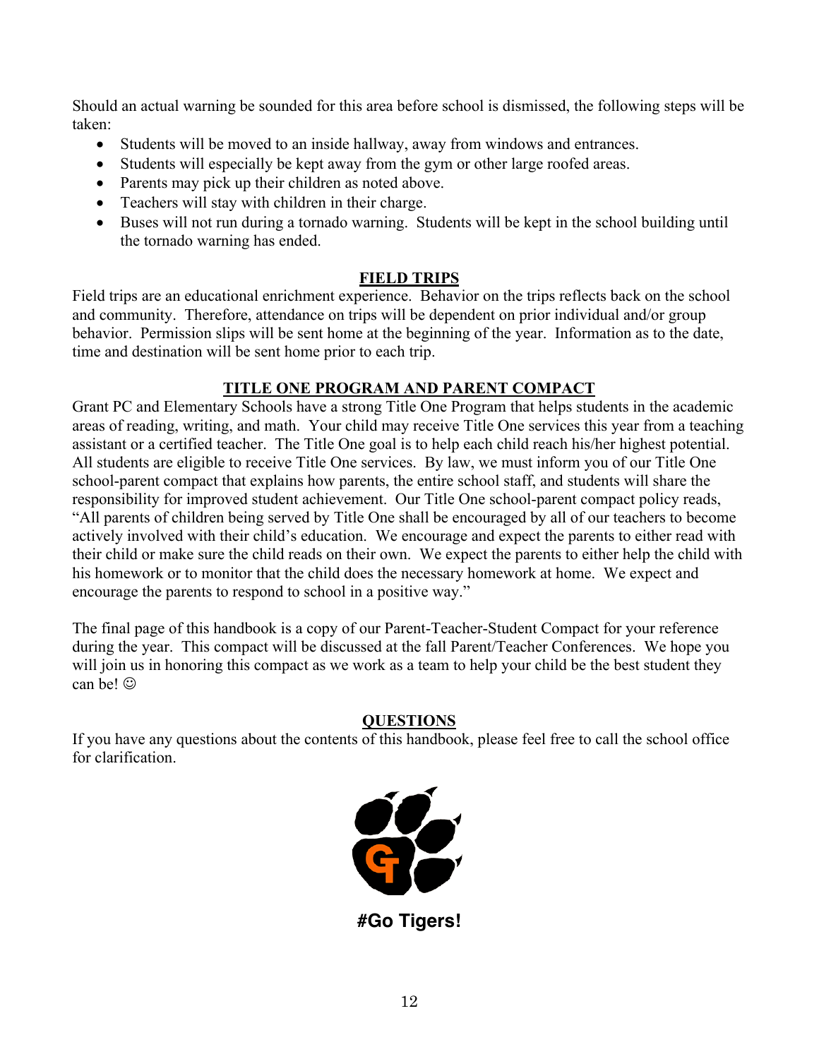Should an actual warning be sounded for this area before school is dismissed, the following steps will be taken:

- Students will be moved to an inside hallway, away from windows and entrances.
- Students will especially be kept away from the gym or other large roofed areas.
- Parents may pick up their children as noted above.
- Teachers will stay with children in their charge.
- Buses will not run during a tornado warning. Students will be kept in the school building until the tornado warning has ended.

## FIELD TRIPS

Field trips are an educational enrichment experience. Behavior on the trips reflects back on the school and community. Therefore, attendance on trips will be dependent on prior individual and/or group behavior. Permission slips will be sent home at the beginning of the year. Information as to the date, time and destination will be sent home prior to each trip.

## TITLE ONE PROGRAM AND PARENT COMPACT

Grant PC and Elementary Schools have a strong Title One Program that helps students in the academic areas of reading, writing, and math. Your child may receive Title One services this year from a teaching assistant or a certified teacher. The Title One goal is to help each child reach his/her highest potential. All students are eligible to receive Title One services. By law, we must inform you of our Title One school-parent compact that explains how parents, the entire school staff, and students will share the responsibility for improved student achievement. Our Title One school-parent compact policy reads, "All parents of children being served by Title One shall be encouraged by all of our teachers to become actively involved with their child's education. We encourage and expect the parents to either read with their child or make sure the child reads on their own. We expect the parents to either help the child with his homework or to monitor that the child does the necessary homework at home. We expect and encourage the parents to respond to school in a positive way."

The final page of this handbook is a copy of our Parent-Teacher-Student Compact for your reference during the year. This compact will be discussed at the fall Parent/Teacher Conferences. We hope you will join us in honoring this compact as we work as a team to help your child be the best student they can be! ☺

## QUESTIONS

If you have any questions about the contents of this handbook, please feel free to call the school office for clarification.

**#Go Tigers!**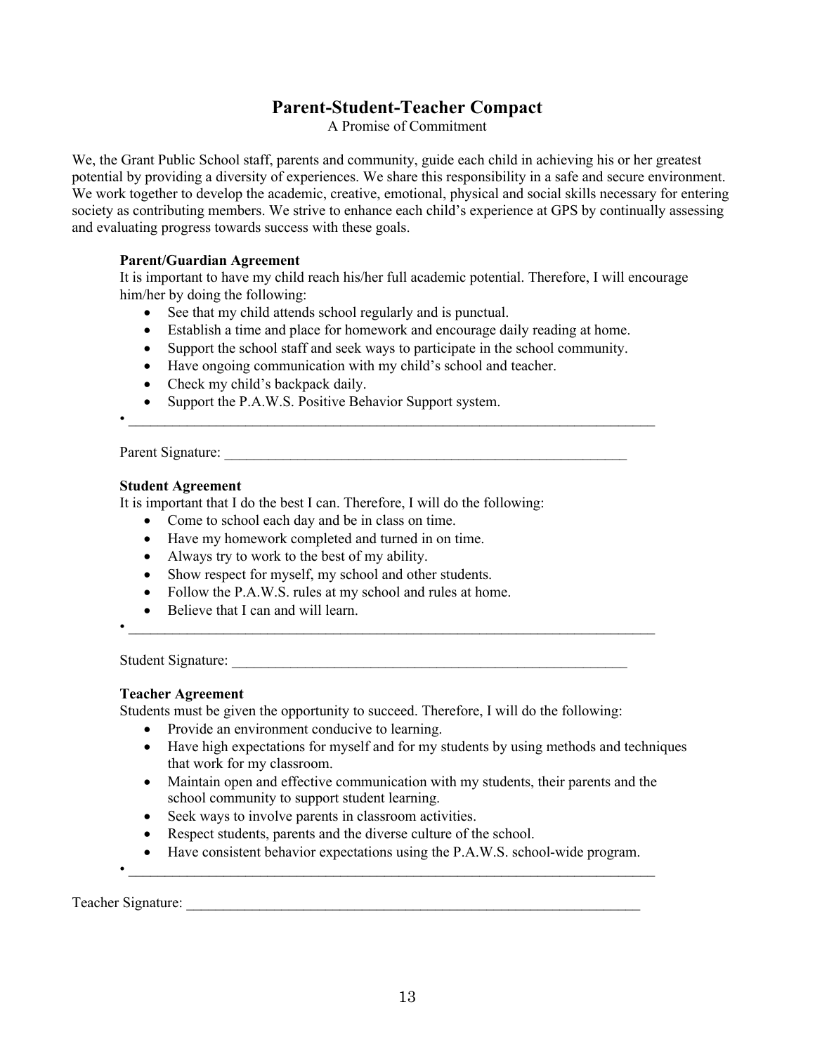# Parent-Student-Teacher Compact

A Promise of Commitment

We, the Grant Public School staff, parents and community, guide each child in achieving his or her greatest potential by providing a diversity of experiences. We share this responsibility in a safe and secure environment. We work together to develop the academic, creative, emotional, physical and social skills necessary for entering society as contributing members. We strive to enhance each child's experience at GPS by continually assessing and evaluating progress towards success with these goals.

**Parent/Guardian Agreement**

It is important to have my child reach his/her full academic potential. Therefore, I will encourage him/her by doing the following:

- See that my child attends school regularly and is punctual.
- Establish a time and place for homework and encourage daily reading at home.
- Support the school staff and seek ways to participate in the school community.
- Have ongoing communication with my child's school and teacher.
- Check my child's backpack daily.
- Support the P.A.W.S. Positive Behavior Support system.
- ___________________________________________________________________________

Parent Signature: _________________________________________________________

**Student Agreement**

It is important that I do the best I can. Therefore, I will do the following:

- Come to school each day and be in class on time.
- Have my homework completed and turned in on time.
- Always try to work to the best of my ability.
- Show respect for myself, my school and other students.
- Follow the P.A.W.S. rules at my school and rules at home.
- Believe that I can and will learn.
- ___________________________________________________________________________

Student Signature: ________________________________________________________

**Teacher Agreement**

Students must be given the opportunity to succeed. Therefore, I will do the following:

- Provide an environment conducive to learning.
- Have high expectations for myself and for my students by using methods and techniques that work for my classroom.
- Maintain open and effective communication with my students, their parents and the school community to support student learning.
- Seek ways to involve parents in classroom activities.
- Respect students, parents and the diverse culture of the school.
- Have consistent behavior expectations using the P.A.W.S. school-wide program.
- ___________________________________________________________________________

Teacher Signature: ______________________________________________________________